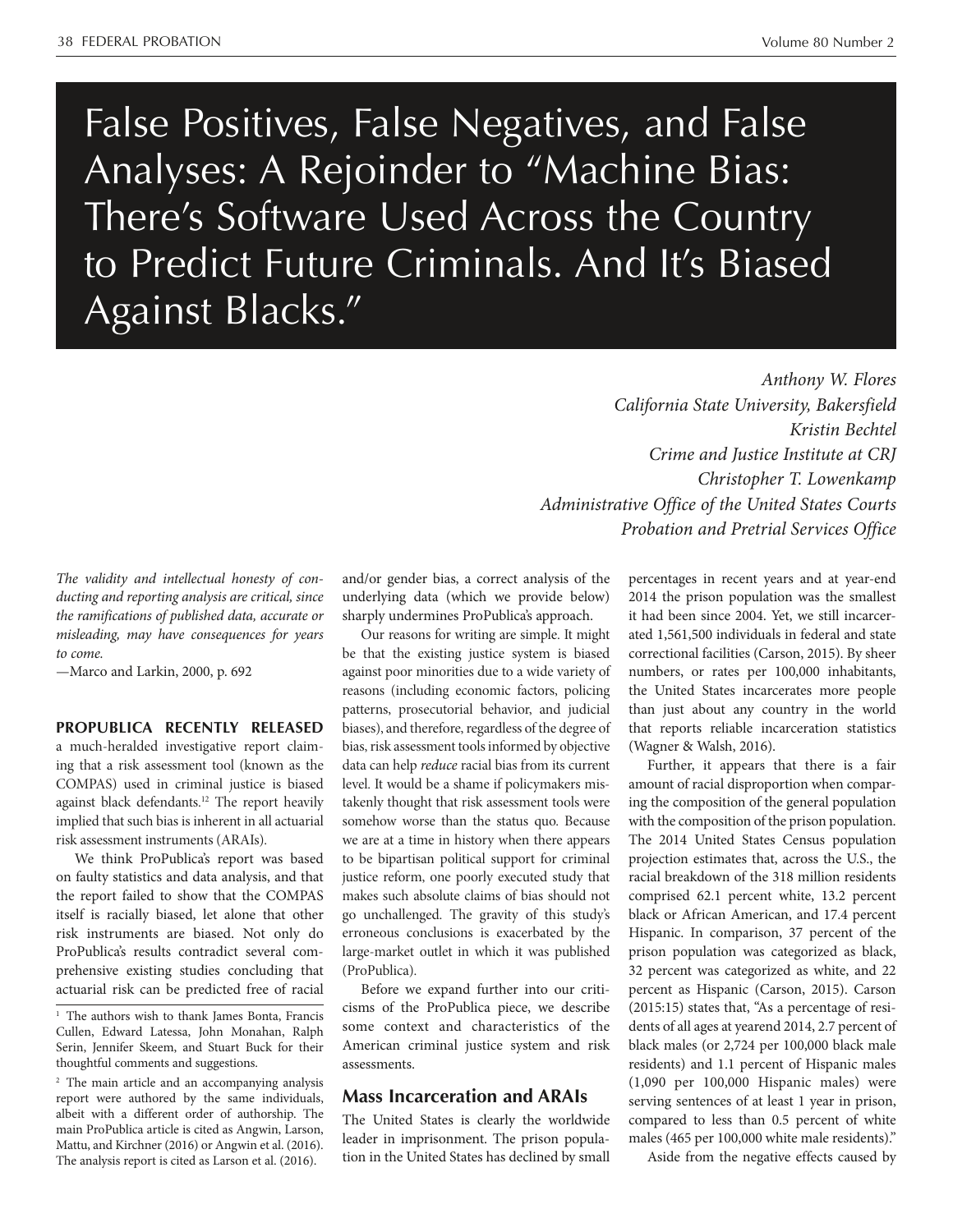# False Positives, False Negatives, and False Analyses: A Rejoinder to "Machine Bias: There's Software Used Across the Country to Predict Future Criminals. And It's Biased Against Blacks."

*Anthony W. Flores*
*California State University, Bakersfield*
*Kristin Bechtel*
*Crime and Justice Institute at CRJ*
*Christopher T. Lowenkamp*
*Administrative Office of the United States Courts Probation and Pretrial Services Office*

*The validity and intellectual honesty of conducting and reporting analysis are critical, since the ramifications of published data, accurate or misleading, may have consequences for years to come.*
—Marco and Larkin, 2000, p. 692

**PROPUBLICA RECENTLY RELEASED** a much-heralded investigative report claiming that a risk assessment tool (known as the COMPAS) used in criminal justice is biased against black defendants.[1,2] The report heavily implied that such bias is inherent in all actuarial risk assessment instruments (ARAIs).

We think ProPublica's report was based on faulty statistics and data analysis, and that the report failed to show that the COMPAS itself is racially biased, let alone that other risk instruments are biased. Not only do ProPublica's results contradict several comprehensive existing studies concluding that actuarial risk can be predicted free of racial and/or gender bias, a correct analysis of the underlying data (which we provide below) sharply undermines ProPublica's approach.

Our reasons for writing are simple. It might be that the existing justice system is biased against poor minorities due to a wide variety of reasons (including economic factors, policing patterns, prosecutorial behavior, and judicial biases), and therefore, regardless of the degree of bias, risk assessment tools informed by objective data can help *reduce* racial bias from its current level. It would be a shame if policymakers mistakenly thought that risk assessment tools were somehow worse than the status quo. Because we are at a time in history when there appears to be bipartisan political support for criminal justice reform, one poorly executed study that makes such absolute claims of bias should not go unchallenged. The gravity of this study's erroneous conclusions is exacerbated by the large-market outlet in which it was published (ProPublica).

Before we expand further into our criticisms of the ProPublica piece, we describe some context and characteristics of the American criminal justice system and risk assessments.

## Mass Incarceration and ARAIs

The United States is clearly the worldwide leader in imprisonment. The prison population in the United States has declined by small percentages in recent years and at year-end 2014 the prison population was the smallest it had been since 2004. Yet, we still incarcerated 1,561,500 individuals in federal and state correctional facilities (Carson, 2015). By sheer numbers, or rates per 100,000 inhabitants, the United States incarcerates more people than just about any country in the world that reports reliable incarceration statistics (Wagner & Walsh, 2016).

Further, it appears that there is a fair amount of racial disproportion when comparing the composition of the general population with the composition of the prison population. The 2014 United States Census population projection estimates that, across the U.S., the racial breakdown of the 318 million residents comprised 62.1 percent white, 13.2 percent black or African American, and 17.4 percent Hispanic. In comparison, 37 percent of the prison population was categorized as black, 32 percent was categorized as white, and 22 percent as Hispanic (Carson, 2015). Carson (2015:15) states that, "As a percentage of residents of all ages at yearend 2014, 2.7 percent of black males (or 2,724 per 100,000 black male residents) and 1.1 percent of Hispanic males (1,090 per 100,000 Hispanic males) were serving sentences of at least 1 year in prison, compared to less than 0.5 percent of white males (465 per 100,000 white male residents)."

Aside from the negative effects caused by

---

[1] The authors wish to thank James Bonta, Francis Cullen, Edward Latessa, John Monahan, Ralph Serin, Jennifer Skeem, and Stuart Buck for their thoughtful comments and suggestions.

[2] The main article and an accompanying analysis report were authored by the same individuals, albeit with a different order of authorship. The main ProPublica article is cited as Angwin, Larson, Mattu, and Kirchner (2016) or Angwin et al. (2016). The analysis report is cited as Larson et al. (2016).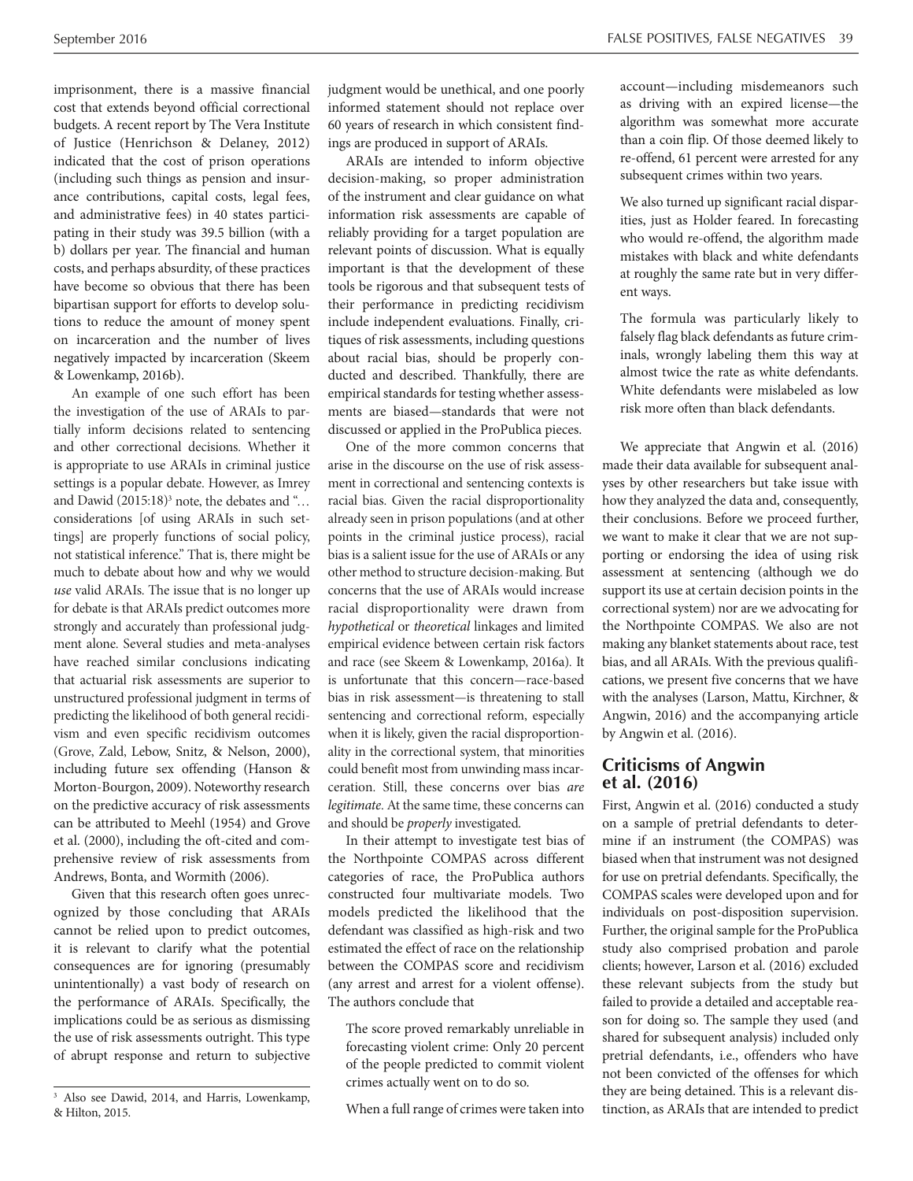imprisonment, there is a massive financial cost that extends beyond official correctional budgets. A recent report by The Vera Institute of Justice (Henrichson & Delaney, 2012) indicated that the cost of prison operations (including such things as pension and insurance contributions, capital costs, legal fees, and administrative fees) in 40 states participating in their study was 39.5 billion (with a b) dollars per year. The financial and human costs, and perhaps absurdity, of these practices have become so obvious that there has been bipartisan support for efforts to develop solutions to reduce the amount of money spent on incarceration and the number of lives negatively impacted by incarceration (Skeem & Lowenkamp, 2016b).

An example of one such effort has been the investigation of the use of ARAIs to partially inform decisions related to sentencing and other correctional decisions. Whether it is appropriate to use ARAIs in criminal justice settings is a popular debate. However, as Imrey and Dawid (2015:18)[3] note, the debates and "... considerations [of using ARAIs in such settings] are properly functions of social policy, not statistical inference." That is, there might be much to debate about how and why we would *use* valid ARAIs. The issue that is no longer up for debate is that ARAIs predict outcomes more strongly and accurately than professional judgment alone. Several studies and meta-analyses have reached similar conclusions indicating that actuarial risk assessments are superior to unstructured professional judgment in terms of predicting the likelihood of both general recidivism and even specific recidivism outcomes (Grove, Zald, Lebow, Snitz, & Nelson, 2000), including future sex offending (Hanson & Morton-Bourgon, 2009). Noteworthy research on the predictive accuracy of risk assessments can be attributed to Meehl (1954) and Grove et al. (2000), including the oft-cited and comprehensive review of risk assessments from Andrews, Bonta, and Wormith (2006).

Given that this research often goes unrecognized by those concluding that ARAIs cannot be relied upon to predict outcomes, it is relevant to clarify what the potential consequences are for ignoring (presumably unintentionally) a vast body of research on the performance of ARAIs. Specifically, the implications could be as serious as dismissing the use of risk assessments outright. This type of abrupt response and return to subjective judgment would be unethical, and one poorly informed statement should not replace over 60 years of research in which consistent findings are produced in support of ARAIs.

ARAIs are intended to inform objective decision-making, so proper administration of the instrument and clear guidance on what information risk assessments are capable of reliably providing for a target population are relevant points of discussion. What is equally important is that the development of these tools be rigorous and that subsequent tests of their performance in predicting recidivism include independent evaluations. Finally, critiques of risk assessments, including questions about racial bias, should be properly conducted and described. Thankfully, there are empirical standards for testing whether assessments are biased—standards that were not discussed or applied in the ProPublica pieces.

One of the more common concerns that arise in the discourse on the use of risk assessment in correctional and sentencing contexts is racial bias. Given the racial disproportionality already seen in prison populations (and at other points in the criminal justice process), racial bias is a salient issue for the use of ARAIs or any other method to structure decision-making. But concerns that the use of ARAIs would increase racial disproportionality were drawn from *hypothetical* or *theoretical* linkages and limited empirical evidence between certain risk factors and race (see Skeem & Lowenkamp, 2016a). It is unfortunate that this concern—race-based bias in risk assessment—is threatening to stall sentencing and correctional reform, especially when it is likely, given the racial disproportionality in the correctional system, that minorities could benefit most from unwinding mass incarceration. Still, these concerns over bias *are legitimate*. At the same time, these concerns can and should be *properly* investigated.

In their attempt to investigate test bias of the Northpointe COMPAS across different categories of race, the ProPublica authors constructed four multivariate models. Two models predicted the likelihood that the defendant was classified as high-risk and two estimated the effect of race on the relationship between the COMPAS score and recidivism (any arrest and arrest for a violent offense). The authors conclude that

> The score proved remarkably unreliable in forecasting violent crime: Only 20 percent of the people predicted to commit violent crimes actually went on to do so.
>
> When a full range of crimes were taken into account—including misdemeanors such as driving with an expired license—the algorithm was somewhat more accurate than a coin flip. Of those deemed likely to re-offend, 61 percent were arrested for any subsequent crimes within two years.
>
> We also turned up significant racial disparities, just as Holder feared. In forecasting who would re-offend, the algorithm made mistakes with black and white defendants at roughly the same rate but in very different ways.
>
> The formula was particularly likely to falsely flag black defendants as future criminals, wrongly labeling them this way at almost twice the rate as white defendants. White defendants were mislabeled as low risk more often than black defendants.

We appreciate that Angwin et al. (2016) made their data available for subsequent analyses by other researchers but take issue with how they analyzed the data and, consequently, their conclusions. Before we proceed further, we want to make it clear that we are not supporting or endorsing the idea of using risk assessment at sentencing (although we do support its use at certain decision points in the correctional system) nor are we advocating for the Northpointe COMPAS. We also are not making any blanket statements about race, test bias, and all ARAIs. With the previous qualifications, we present five concerns that we have with the analyses (Larson, Mattu, Kirchner, & Angwin, 2016) and the accompanying article by Angwin et al. (2016).

## Criticisms of Angwin et al. (2016)

First, Angwin et al. (2016) conducted a study on a sample of pretrial defendants to determine if an instrument (the COMPAS) was biased when that instrument was not designed for use on pretrial defendants. Specifically, the COMPAS scales were developed upon and for individuals on post-disposition supervision. Further, the original sample for the ProPublica study also comprised probation and parole clients; however, Larson et al. (2016) excluded these relevant subjects from the study but failed to provide a detailed and acceptable reason for doing so. The sample they used (and shared for subsequent analysis) included only pretrial defendants, i.e., offenders who have not been convicted of the offenses for which they are being detained. This is a relevant distinction, as ARAIs that are intended to predict

[3] Also see Dawid, 2014, and Harris, Lowenkamp, & Hilton, 2015.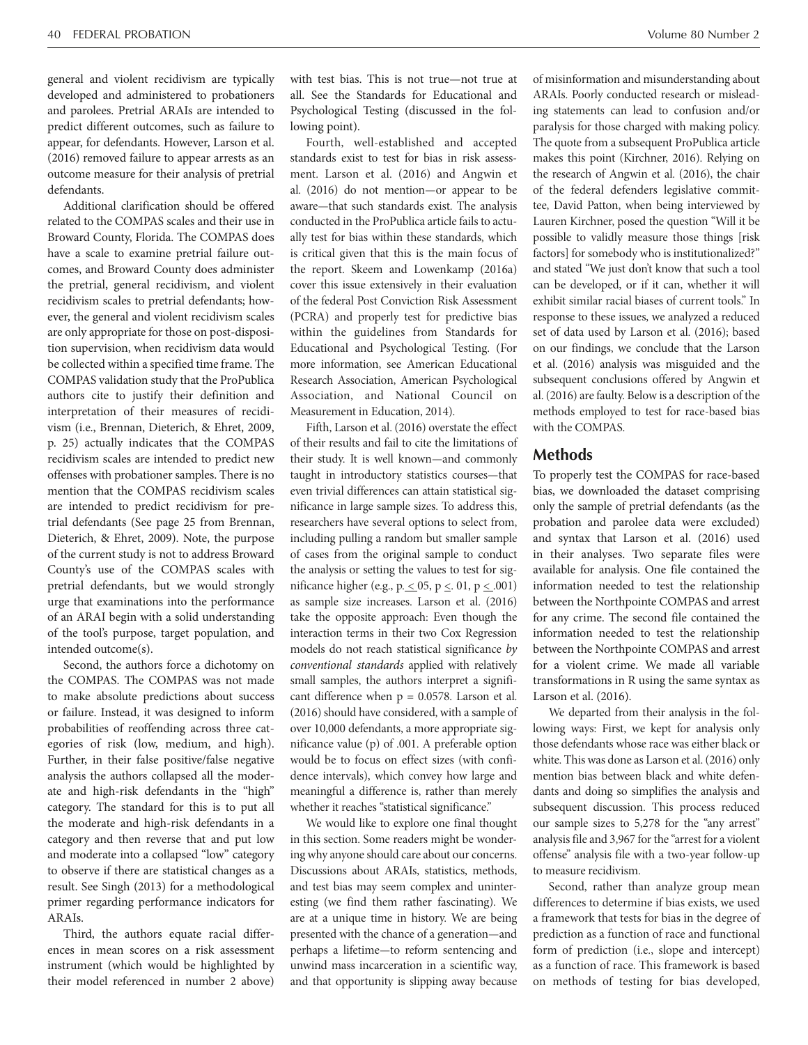general and violent recidivism are typically developed and administered to probationers and parolees. Pretrial ARAIs are intended to predict different outcomes, such as failure to appear, for defendants. However, Larson et al. (2016) removed failure to appear arrests as an outcome measure for their analysis of pretrial defendants.

Additional clarification should be offered related to the COMPAS scales and their use in Broward County, Florida. The COMPAS does have a scale to examine pretrial failure outcomes, and Broward County does administer the pretrial, general recidivism, and violent recidivism scales to pretrial defendants; however, the general and violent recidivism scales are only appropriate for those on post-disposition supervision, when recidivism data would be collected within a specified time frame. The COMPAS validation study that the ProPublica authors cite to justify their definition and interpretation of their measures of recidivism (i.e., Brennan, Dieterich, & Ehret, 2009, p. 25) actually indicates that the COMPAS recidivism scales are intended to predict new offenses with probationer samples. There is no mention that the COMPAS recidivism scales are intended to predict recidivism for pretrial defendants (See page 25 from Brennan, Dieterich, & Ehret, 2009). Note, the purpose of the current study is not to address Broward County's use of the COMPAS scales with pretrial defendants, but we would strongly urge that examinations into the performance of an ARAI begin with a solid understanding of the tool's purpose, target population, and intended outcome(s).

Second, the authors force a dichotomy on the COMPAS. The COMPAS was not made to make absolute predictions about success or failure. Instead, it was designed to inform probabilities of reoffending across three categories of risk (low, medium, and high). Further, in their false positive/false negative analysis the authors collapsed all the moderate and high-risk defendants in the "high" category. The standard for this is to put all the moderate and high-risk defendants in a category and then reverse that and put low and moderate into a collapsed "low" category to observe if there are statistical changes as a result. See Singh (2013) for a methodological primer regarding performance indicators for ARAIs.

Third, the authors equate racial differences in mean scores on a risk assessment instrument (which would be highlighted by their model referenced in number 2 above) with test bias. This is not true—not true at all. See the Standards for Educational and Psychological Testing (discussed in the following point).

Fourth, well-established and accepted standards exist to test for bias in risk assessment. Larson et al. (2016) and Angwin et al. (2016) do not mention—or appear to be aware—that such standards exist. The analysis conducted in the ProPublica article fails to actually test for bias within these standards, which is critical given that this is the main focus of the report. Skeem and Lowenkamp (2016a) cover this issue extensively in their evaluation of the federal Post Conviction Risk Assessment (PCRA) and properly test for predictive bias within the guidelines from Standards for Educational and Psychological Testing. (For more information, see American Educational Research Association, American Psychological Association, and National Council on Measurement in Education, 2014).

Fifth, Larson et al. (2016) overstate the effect of their results and fail to cite the limitations of their study. It is well known—and commonly taught in introductory statistics courses—that even trivial differences can attain statistical significance in large sample sizes. To address this, researchers have several options to select from, including pulling a random but smaller sample of cases from the original sample to conduct the analysis or setting the values to test for significance higher (e.g., $p \leq .05$, $p \leq .01$, $p \leq .001$) as sample size increases. Larson et al. (2016) take the opposite approach: Even though the interaction terms in their two Cox Regression models do not reach statistical significance *by conventional standards* applied with relatively small samples, the authors interpret a significant difference when $p = 0.0578$. Larson et al. (2016) should have considered, with a sample of over 10,000 defendants, a more appropriate significance value (p) of .001. A preferable option would be to focus on effect sizes (with confidence intervals), which convey how large and meaningful a difference is, rather than merely whether it reaches "statistical significance."

We would like to explore one final thought in this section. Some readers might be wondering why anyone should care about our concerns. Discussions about ARAIs, statistics, methods, and test bias may seem complex and uninteresting (we find them rather fascinating). We are at a unique time in history. We are being presented with the chance of a generation—and perhaps a lifetime—to reform sentencing and unwind mass incarceration in a scientific way, and that opportunity is slipping away because of misinformation and misunderstanding about ARAIs. Poorly conducted research or misleading statements can lead to confusion and/or paralysis for those charged with making policy. The quote from a subsequent ProPublica article makes this point (Kirchner, 2016). Relying on the research of Angwin et al. (2016), the chair of the federal defenders legislative committee, David Patton, when being interviewed by Lauren Kirchner, posed the question "Will it be possible to validly measure those things [risk factors] for somebody who is institutionalized?" and stated "We just don't know that such a tool can be developed, or if it can, whether it will exhibit similar racial biases of current tools." In response to these issues, we analyzed a reduced set of data used by Larson et al. (2016); based on our findings, we conclude that the Larson et al. (2016) analysis was misguided and the subsequent conclusions offered by Angwin et al. (2016) are faulty. Below is a description of the methods employed to test for race-based bias with the COMPAS.

## Methods

To properly test the COMPAS for race-based bias, we downloaded the dataset comprising only the sample of pretrial defendants (as the probation and parolee data were excluded) and syntax that Larson et al. (2016) used in their analyses. Two separate files were available for analysis. One file contained the information needed to test the relationship between the Northpointe COMPAS and arrest for any crime. The second file contained the information needed to test the relationship between the Northpointe COMPAS and arrest for a violent crime. We made all variable transformations in R using the same syntax as Larson et al. (2016).

We departed from their analysis in the following ways: First, we kept for analysis only those defendants whose race was either black or white. This was done as Larson et al. (2016) only mention bias between black and white defendants and doing so simplifies the analysis and subsequent discussion. This process reduced our sample sizes to 5,278 for the "any arrest" analysis file and 3,967 for the "arrest for a violent offense" analysis file with a two-year follow-up to measure recidivism.

Second, rather than analyze group mean differences to determine if bias exists, we used a framework that tests for bias in the degree of prediction as a function of race and functional form of prediction (i.e., slope and intercept) as a function of race. This framework is based on methods of testing for bias developed,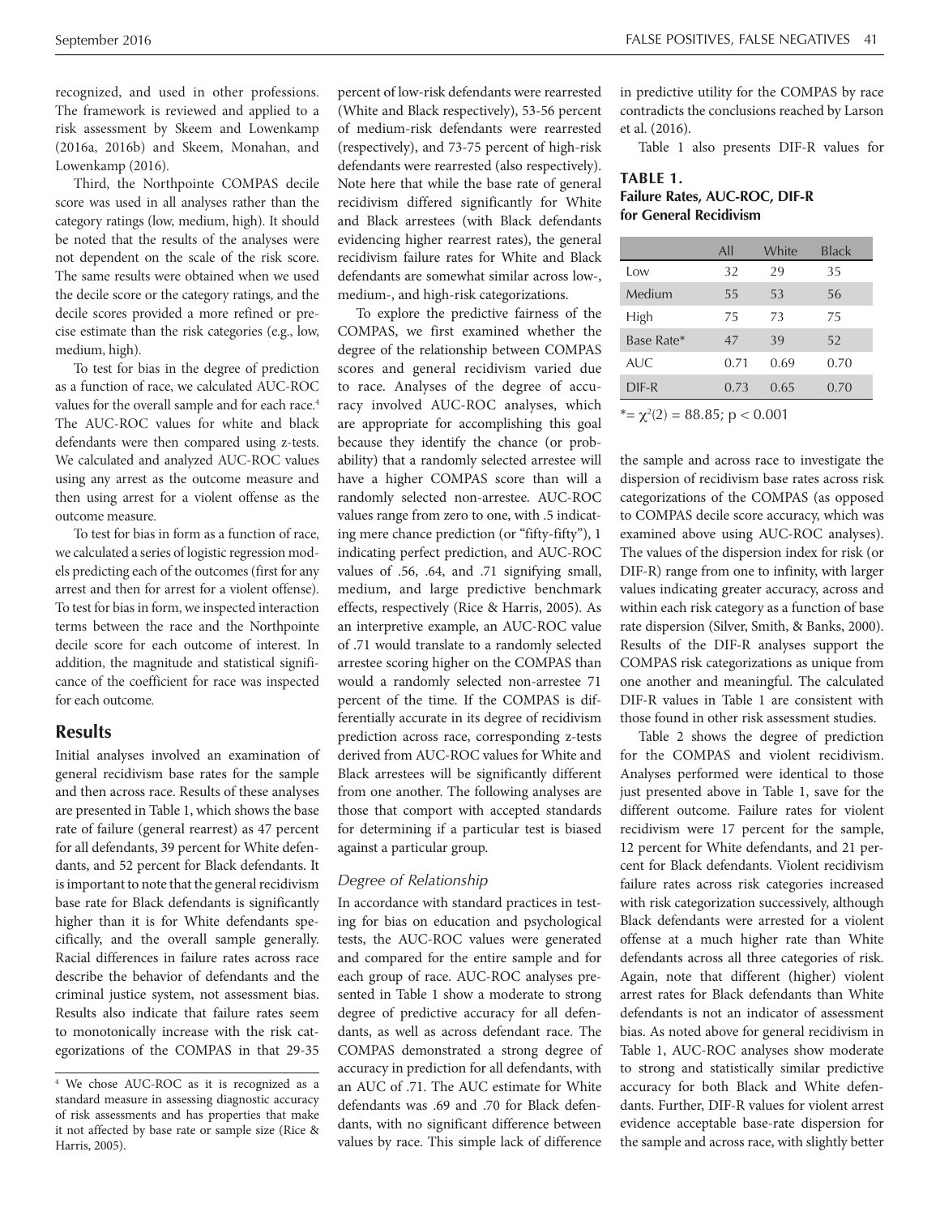recognized, and used in other professions. The framework is reviewed and applied to a risk assessment by Skeem and Lowenkamp (2016a, 2016b) and Skeem, Monahan, and Lowenkamp (2016).

Third, the Northpointe COMPAS decile score was used in all analyses rather than the category ratings (low, medium, high). It should be noted that the results of the analyses were not dependent on the scale of the risk score. The same results were obtained when we used the decile score or the category ratings, and the decile scores provided a more refined or precise estimate than the risk categories (e.g., low, medium, high).

To test for bias in the degree of prediction as a function of race, we calculated AUC-ROC values for the overall sample and for each race.[4] The AUC-ROC values for white and black defendants were then compared using z-tests. We calculated and analyzed AUC-ROC values using any arrest as the outcome measure and then using arrest for a violent offense as the outcome measure.

To test for bias in form as a function of race, we calculated a series of logistic regression models predicting each of the outcomes (first for any arrest and then for arrest for a violent offense). To test for bias in form, we inspected interaction terms between the race and the Northpointe decile score for each outcome of interest. In addition, the magnitude and statistical significance of the coefficient for race was inspected for each outcome.

## Results

Initial analyses involved an examination of general recidivism base rates for the sample and then across race. Results of these analyses are presented in Table 1, which shows the base rate of failure (general rearrest) as 47 percent for all defendants, 39 percent for White defendants, and 52 percent for Black defendants. It is important to note that the general recidivism base rate for Black defendants is significantly higher than it is for White defendants specifically, and the overall sample generally. Racial differences in failure rates across race describe the behavior of defendants and the criminal justice system, not assessment bias. Results also indicate that failure rates seem to monotonically increase with the risk categorizations of the COMPAS in that 29-35 percent of low-risk defendants were rearrested (White and Black respectively), 53-56 percent of medium-risk defendants were rearrested (respectively), and 73-75 percent of high-risk defendants were rearrested (also respectively). Note here that while the base rate of general recidivism differed significantly for White and Black arrestees (with Black defendants evidencing higher rearrest rates), the general recidivism failure rates for White and Black defendants are somewhat similar across low-, medium-, and high-risk categorizations.

To explore the predictive fairness of the COMPAS, we first examined whether the degree of the relationship between COMPAS scores and general recidivism varied due to race. Analyses of the degree of accuracy involved AUC-ROC analyses, which are appropriate for accomplishing this goal because they identify the chance (or probability) that a randomly selected arrestee will have a higher COMPAS score than will a randomly selected non-arrestee. AUC-ROC values range from zero to one, with .5 indicating mere chance prediction (or "fifty-fifty"), 1 indicating perfect prediction, and AUC-ROC values of .56, .64, and .71 signifying small, medium, and large predictive benchmark effects, respectively (Rice & Harris, 2005). As an interpretive example, an AUC-ROC value of .71 would translate to a randomly selected arrestee scoring higher on the COMPAS than would a randomly selected non-arrestee 71 percent of the time. If the COMPAS is differentially accurate in its degree of recidivism prediction across race, corresponding z-tests derived from AUC-ROC values for White and Black arrestees will be significantly different from one another. The following analyses are those that comport with accepted standards for determining if a particular test is biased against a particular group.

### *Degree of Relationship*

In accordance with standard practices in testing for bias on education and psychological tests, the AUC-ROC values were generated and compared for the entire sample and for each group of race. AUC-ROC analyses presented in Table 1 show a moderate to strong degree of predictive accuracy for all defendants, as well as across defendant race. The COMPAS demonstrated a strong degree of accuracy in prediction for all defendants, with an AUC of .71. The AUC estimate for White defendants was .69 and .70 for Black defendants, with no significant difference between values by race. This simple lack of difference in predictive utility for the COMPAS by race contradicts the conclusions reached by Larson et al. (2016).

Table 1 also presents DIF-R values for the sample and across race to investigate the dispersion of recidivism base rates across risk categorizations of the COMPAS (as opposed to COMPAS decile score accuracy, which was examined above using AUC-ROC analyses). The values of the dispersion index for risk (or DIF-R) range from one to infinity, with larger values indicating greater accuracy, across and within each risk category as a function of base rate dispersion (Silver, Smith, & Banks, 2000). Results of the DIF-R analyses support the COMPAS risk categorizations as unique from one another and meaningful. The calculated DIF-R values in Table 1 are consistent with those found in other risk assessment studies.

**TABLE 1.**
**Failure Rates, AUC-ROC, DIF-R for General Recidivism**

| | All | White | Black |
|---|---|---|---|
| Low | 32 | 29 | 35 |
| Medium | 55 | 53 | 56 |
| High | 75 | 73 | 75 |
| Base Rate* | 47 | 39 | 52 |
| AUC | 0.71 | 0.69 | 0.70 |
| DIF-R | 0.73 | 0.65 | 0.70 |

*= $\chi^2(2) = 88.85$; $p < 0.001$

Table 2 shows the degree of prediction for the COMPAS and violent recidivism. Analyses performed were identical to those just presented above in Table 1, save for the different outcome. Failure rates for violent recidivism were 17 percent for the sample, 12 percent for White defendants, and 21 percent for Black defendants. Violent recidivism failure rates across risk categories increased with risk categorization successively, although Black defendants were arrested for a violent offense at a much higher rate than White defendants across all three categories of risk. Again, note that different (higher) violent arrest rates for Black defendants than White defendants is not an indicator of assessment bias. As noted above for general recidivism in Table 1, AUC-ROC analyses show moderate to strong and statistically similar predictive accuracy for both Black and White defendants. Further, DIF-R values for violent arrest evidence acceptable base-rate dispersion for the sample and across race, with slightly better

[4] We chose AUC-ROC as it is recognized as a standard measure in assessing diagnostic accuracy of risk assessments and has properties that make it not affected by base rate or sample size (Rice & Harris, 2005).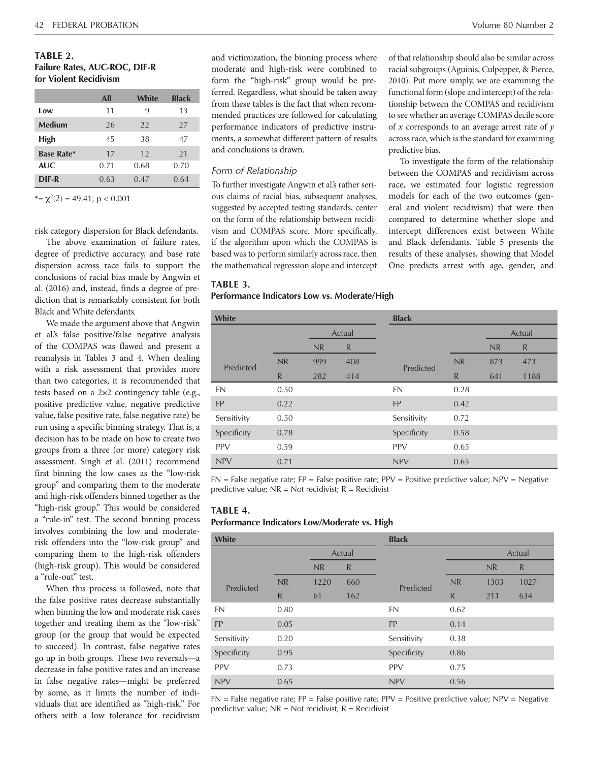**TABLE 2.**
**Failure Rates, AUC-ROC, DIF-R for Violent Recidivism**

| | All | White | Black |
|---|---|---|---|
| **Low** | 11 | 9 | 13 |
| **Medium** | 26 | 22 | 27 |
| **High** | 45 | 38 | 47 |
| **Base Rate*** | 17 | 12 | 21 |
| **AUC** | 0.71 | 0.68 | 0.70 |
| **DIF-R** | 0.63 | 0.47 | 0.64 |

*= $\chi^2(2) = 49.41$; $p < 0.001$

risk category dispersion for Black defendants.

The above examination of failure rates, degree of predictive accuracy, and base rate dispersion across race fails to support the conclusions of racial bias made by Angwin et al. (2016) and, instead, finds a degree of prediction that is remarkably consistent for both Black and White defendants.

We made the argument above that Angwin et al.'s false positive/false negative analysis of the COMPAS was flawed and present a reanalysis in Tables 3 and 4. When dealing with a risk assessment that provides more than two categories, it is recommended that tests based on a 2×2 contingency table (e.g., positive predictive value, negative predictive value, false positive rate, false negative rate) be run using a specific binning strategy. That is, a decision has to be made on how to create two groups from a three (or more) category risk assessment. Singh et al. (2011) recommend first binning the low cases as the "low-risk group" and comparing them to the moderate and high-risk offenders binned together as the "high-risk group." This would be considered a "rule-in" test. The second binning process involves combining the low and moderate-risk offenders into the "low-risk group" and comparing them to the high-risk offenders (high-risk group). This would be considered a "rule-out" test.

When this process is followed, note that the false positive rates decrease substantially when binning the low and moderate risk cases together and treating them as the "low-risk" group (or the group that would be expected to succeed). In contrast, false negative rates go up in both groups. These two reversals—a decrease in false positive rates and an increase in false negative rates—might be preferred by some, as it limits the number of individuals that are identified as "high-risk." For others with a low tolerance for recidivism and victimization, the binning process where moderate and high-risk were combined to form the "high-risk" group would be preferred. Regardless, what should be taken away from these tables is the fact that when recommended practices are followed for calculating performance indicators of predictive instruments, a somewhat different pattern of results and conclusions is drawn.

### *Form of Relationship*

To further investigate Angwin et al.'s rather serious claims of racial bias, subsequent analyses, suggested by accepted testing standards, center on the form of the relationship between recidivism and COMPAS score. More specifically, if the algorithm upon which the COMPAS is based was to perform similarly across race, then the mathematical regression slope and intercept of that relationship should also be similar across racial subgroups (Aguinis, Culpepper, & Pierce, 2010). Put more simply, we are examining the functional form (slope and intercept) of the relationship between the COMPAS and recidivism to see whether an average COMPAS decile score of $x$ corresponds to an average arrest rate of $y$ across race, which is the standard for examining predictive bias.

To investigate the form of the relationship between the COMPAS and recidivism across race, we estimated four logistic regression models for each of the two outcomes (general and violent recidivism) that were then compared to determine whether slope and intercept differences exist between White and Black defendants. Table 5 presents the results of these analyses, showing that Model One predicts arrest with age, gender, and

**TABLE 3.**
**Performance Indicators Low vs. Moderate/High**

| White | | | | Black | | | |
|---|---|---|---|---|---|---|---|
| | | Actual | | | | Actual | |
| | | NR | R | | | NR | R |
| Predicted | NR | 999 | 408 | Predicted | NR | 873 | 473 |
| | R | 282 | 414 | | R | 641 | 1188 |
| FN | 0.50 | | | FN | 0.28 | | |
| FP | 0.22 | | | FP | 0.42 | | |
| Sensitivity | 0.50 | | | Sensitivity | 0.72 | | |
| Specificity | 0.78 | | | Specificity | 0.58 | | |
| PPV | 0.59 | | | PPV | 0.65 | | |
| NPV | 0.71 | | | NPV | 0.65 | | |

FN = False negative rate; FP = False positive rate; PPV = Positive predictive value; NPV = Negative predictive value; NR = Not recidivist; R = Recidivist

**TABLE 4.**
**Performance Indicators Low/Moderate vs. High**

| White | | | | Black | | | |
|---|---|---|---|---|---|---|---|
| | | Actual | | | | Actual | |
| | | NR | R | | | NR | R |
| Predicted | NR | 1220 | 660 | Predicted | NR | 1303 | 1027 |
| | R | 61 | 162 | | R | 211 | 634 |
| FN | 0.80 | | | FN | 0.62 | | |
| FP | 0.05 | | | FP | 0.14 | | |
| Sensitivity | 0.20 | | | Sensitivity | 0.38 | | |
| Specificity | 0.95 | | | Specificity | 0.86 | | |
| PPV | 0.73 | | | PPV | 0.75 | | |
| NPV | 0.65 | | | NPV | 0.56 | | |

FN = False negative rate; FP = False positive rate; PPV = Positive predictive value; NPV = Negative predictive value; NR = Not recidivist; R = Recidivist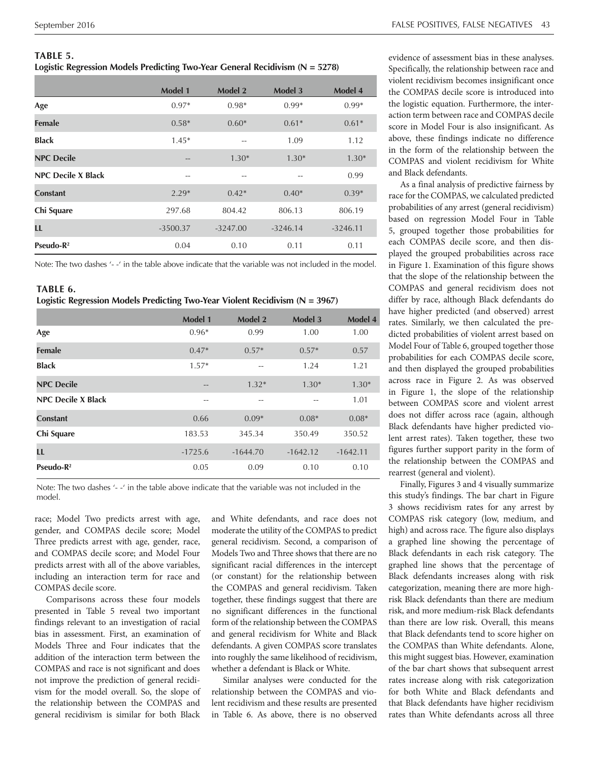**TABLE 5.**
**Logistic Regression Models Predicting Two-Year General Recidivism (N = 5278)**

| | Model 1 | Model 2 | Model 3 | Model 4 |
|---|---|---|---|---|
| **Age** | 0.97* | 0.98* | 0.99* | 0.99* |
| **Female** | 0.58* | 0.60* | 0.61* | 0.61* |
| **Black** | 1.45* | -- | 1.09 | 1.12 |
| **NPC Decile** | -- | 1.30* | 1.30* | 1.30* |
| **NPC Decile X Black** | -- | -- | -- | 0.99 |
| **Constant** | 2.29* | 0.42* | 0.40* | 0.39* |
| **Chi Square** | 297.68 | 804.42 | 806.13 | 806.19 |
| **LL** | -3500.37 | -3247.00 | -3246.14 | -3246.11 |
| **Pseudo-$R^2$** | 0.04 | 0.10 | 0.11 | 0.11 |

Note: The two dashes '- -' in the table above indicate that the variable was not included in the model.

**TABLE 6.**
**Logistic Regression Models Predicting Two-Year Violent Recidivism (N = 3967)**

| | Model 1 | Model 2 | Model 3 | Model 4 |
|---|---|---|---|---|
| **Age** | 0.96* | 0.99 | 1.00 | 1.00 |
| **Female** | 0.47* | 0.57* | 0.57* | 0.57 |
| **Black** | 1.57* | -- | 1.24 | 1.21 |
| **NPC Decile** | -- | 1.32* | 1.30* | 1.30* |
| **NPC Decile X Black** | -- | -- | -- | 1.01 |
| **Constant** | 0.66 | 0.09* | 0.08* | 0.08* |
| **Chi Square** | 183.53 | 345.34 | 350.49 | 350.52 |
| **LL** | -1725.6 | -1644.70 | -1642.12 | -1642.11 |
| **Pseudo-$R^2$** | 0.05 | 0.09 | 0.10 | 0.10 |

Note: The two dashes '- -' in the table above indicate that the variable was not included in the model.

race; Model Two predicts arrest with age, gender, and COMPAS decile score; Model Three predicts arrest with age, gender, race, and COMPAS decile score; and Model Four predicts arrest with all of the above variables, including an interaction term for race and COMPAS decile score.

Comparisons across these four models presented in Table 5 reveal two important findings relevant to an investigation of racial bias in assessment. First, an examination of Models Three and Four indicates that the addition of the interaction term between the COMPAS and race is not significant and does not improve the prediction of general recidivism for the model overall. So, the slope of the relationship between the COMPAS and general recidivism is similar for both Black and White defendants, and race does not moderate the utility of the COMPAS to predict general recidivism. Second, a comparison of Models Two and Three shows that there are no significant racial differences in the intercept (or constant) for the relationship between the COMPAS and general recidivism. Taken together, these findings suggest that there are no significant differences in the functional form of the relationship between the COMPAS and general recidivism for White and Black defendants. A given COMPAS score translates into roughly the same likelihood of recidivism, whether a defendant is Black or White.

Similar analyses were conducted for the relationship between the COMPAS and violent recidivism and these results are presented in Table 6. As above, there is no observed evidence of assessment bias in these analyses. Specifically, the relationship between race and violent recidivism becomes insignificant once the COMPAS decile score is introduced into the logistic equation. Furthermore, the interaction term between race and COMPAS decile score in Model Four is also insignificant. As above, these findings indicate no difference in the form of the relationship between the COMPAS and violent recidivism for White and Black defendants.

As a final analysis of predictive fairness by race for the COMPAS, we calculated predicted probabilities of any arrest (general recidivism) based on regression Model Four in Table 5, grouped together those probabilities for each COMPAS decile score, and then displayed the grouped probabilities across race in Figure 1. Examination of this figure shows that the slope of the relationship between the COMPAS and general recidivism does not differ by race, although Black defendants do have higher predicted (and observed) arrest rates. Similarly, we then calculated the predicted probabilities of violent arrest based on Model Four of Table 6, grouped together those probabilities for each COMPAS decile score, and then displayed the grouped probabilities across race in Figure 2. As was observed in Figure 1, the slope of the relationship between COMPAS score and violent arrest does not differ across race (again, although Black defendants have higher predicted violent arrest rates). Taken together, these two figures further support parity in the form of the relationship between the COMPAS and rearrest (general and violent).

Finally, Figures 3 and 4 visually summarize this study's findings. The bar chart in Figure 3 shows recidivism rates for any arrest by COMPAS risk category (low, medium, and high) and across race. The figure also displays a graphed line showing the percentage of Black defendants in each risk category. The graphed line shows that the percentage of Black defendants increases along with risk categorization, meaning there are more high-risk Black defendants than there are medium risk, and more medium-risk Black defendants than there are low risk. Overall, this means that Black defendants tend to score higher on the COMPAS than White defendants. Alone, this might suggest bias. However, examination of the bar chart shows that subsequent arrest rates increase along with risk categorization for both White and Black defendants and that Black defendants have higher recidivism rates than White defendants across all three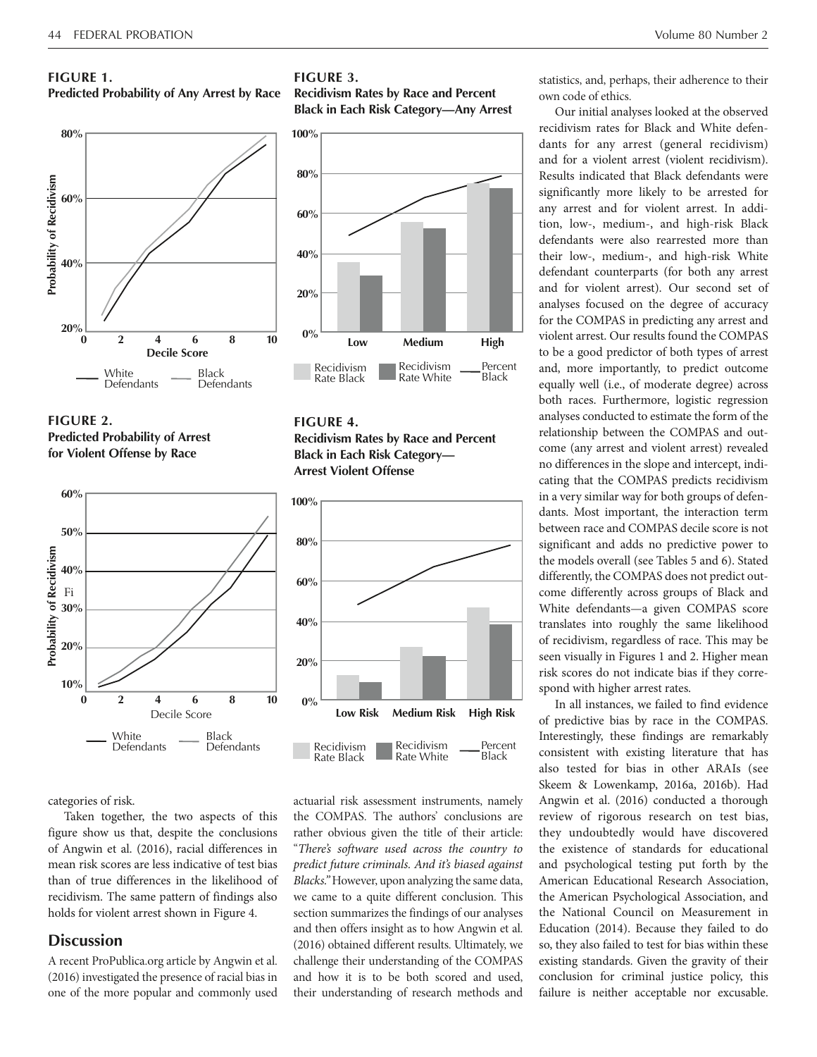**FIGURE 1.**
**Predicted Probability of Any Arrest by Race**

**FIGURE 2.**
**Predicted Probability of Arrest for Violent Offense by Race**

**FIGURE 3.**
**Recidivism Rates by Race and Percent Black in Each Risk Category—Any Arrest**

**FIGURE 4.**
**Recidivism Rates by Race and Percent Black in Each Risk Category—Arrest Violent Offense**

categories of risk.

Taken together, the two aspects of this figure show us that, despite the conclusions of Angwin et al. (2016), racial differences in mean risk scores are less indicative of test bias than of true differences in the likelihood of recidivism. The same pattern of findings also holds for violent arrest shown in Figure 4.

## Discussion

A recent ProPublica.org article by Angwin et al. (2016) investigated the presence of racial bias in one of the more popular and commonly used actuarial risk assessment instruments, namely the COMPAS. The authors' conclusions are rather obvious given the title of their article: "*There's software used across the country to predict future criminals. And it's biased against Blacks.*" However, upon analyzing the same data, we came to a quite different conclusion. This section summarizes the findings of our analyses and then offers insight as to how Angwin et al. (2016) obtained different results. Ultimately, we challenge their understanding of the COMPAS and how it is to be both scored and used, their understanding of research methods and statistics, and, perhaps, their adherence to their own code of ethics.

Our initial analyses looked at the observed recidivism rates for Black and White defendants for any arrest (general recidivism) and for a violent arrest (violent recidivism). Results indicated that Black defendants were significantly more likely to be arrested for any arrest and for violent arrest. In addition, low-, medium-, and high-risk Black defendants were also rearrested more than their low-, medium-, and high-risk White defendant counterparts (for both any arrest and for violent arrest). Our second set of analyses focused on the degree of accuracy for the COMPAS in predicting any arrest and violent arrest. Our results found the COMPAS to be a good predictor of both types of arrest and, more importantly, to predict outcome equally well (i.e., of moderate degree) across both races. Furthermore, logistic regression analyses conducted to estimate the form of the relationship between the COMPAS and outcome (any arrest and violent arrest) revealed no differences in the slope and intercept, indicating that the COMPAS predicts recidivism in a very similar way for both groups of defendants. Most important, the interaction term between race and COMPAS decile score is not significant and adds no predictive power to the models overall (see Tables 5 and 6). Stated differently, the COMPAS does not predict outcome differently across groups of Black and White defendants—a given COMPAS score translates into roughly the same likelihood of recidivism, regardless of race. This may be seen visually in Figures 1 and 2. Higher mean risk scores do not indicate bias if they correspond with higher arrest rates.

In all instances, we failed to find evidence of predictive bias by race in the COMPAS. Interestingly, these findings are remarkably consistent with existing literature that has also tested for bias in other ARAIs (see Skeem & Lowenkamp, 2016a, 2016b). Had Angwin et al. (2016) conducted a thorough review of rigorous research on test bias, they undoubtedly would have discovered the existence of standards for educational and psychological testing put forth by the American Educational Research Association, the American Psychological Association, and the National Council on Measurement in Education (2014). Because they failed to do so, they also failed to test for bias within these existing standards. Given the gravity of their conclusion for criminal justice policy, this failure is neither acceptable nor excusable.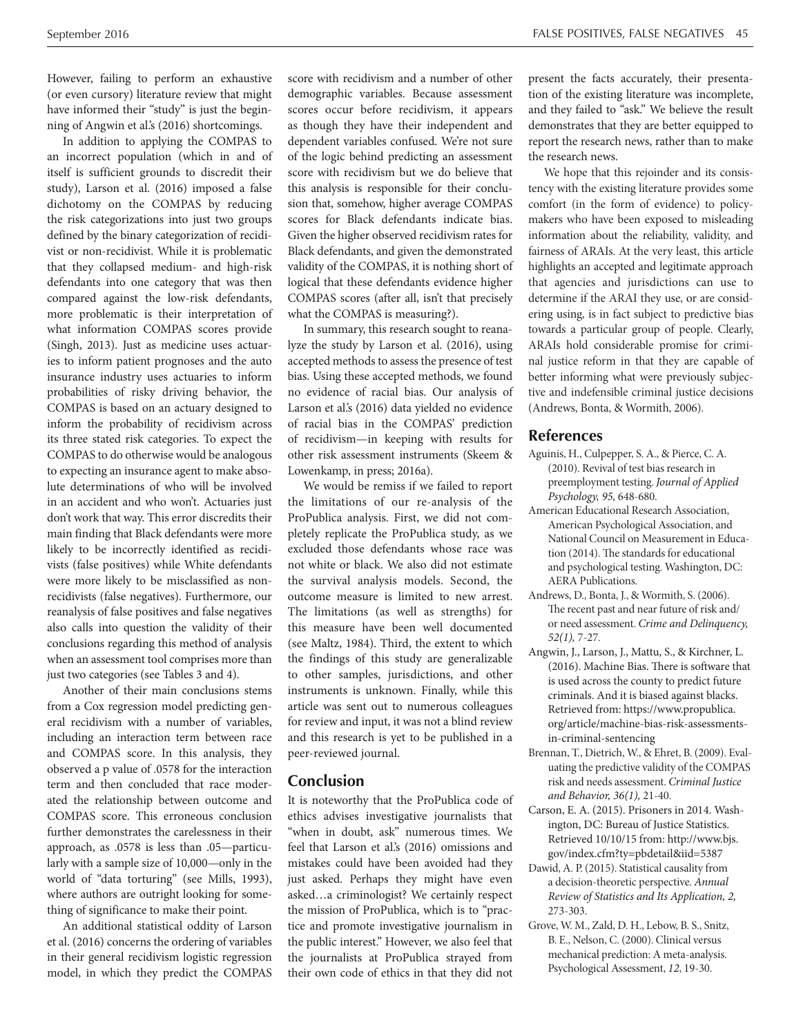However, failing to perform an exhaustive (or even cursory) literature review that might have informed their "study" is just the beginning of Angwin et al.'s (2016) shortcomings.

In addition to applying the COMPAS to an incorrect population (which in and of itself is sufficient grounds to discredit their study), Larson et al. (2016) imposed a false dichotomy on the COMPAS by reducing the risk categorizations into just two groups defined by the binary categorization of recidivist or non-recidivist. While it is problematic that they collapsed medium- and high-risk defendants into one category that was then compared against the low-risk defendants, more problematic is their interpretation of what information COMPAS scores provide (Singh, 2013). Just as medicine uses actuaries to inform patient prognoses and the auto insurance industry uses actuaries to inform probabilities of risky driving behavior, the COMPAS is based on an actuary designed to inform the probability of recidivism across its three stated risk categories. To expect the COMPAS to do otherwise would be analogous to expecting an insurance agent to make absolute determinations of who will be involved in an accident and who won't. Actuaries just don't work that way. This error discredits their main finding that Black defendants were more likely to be incorrectly identified as recidivists (false positives) while White defendants were more likely to be misclassified as non-recidivists (false negatives). Furthermore, our reanalysis of false positives and false negatives also calls into question the validity of their conclusions regarding this method of analysis when an assessment tool comprises more than just two categories (see Tables 3 and 4).

Another of their main conclusions stems from a Cox regression model predicting general recidivism with a number of variables, including an interaction term between race and COMPAS score. In this analysis, they observed a p value of .0578 for the interaction term and then concluded that race moderated the relationship between outcome and COMPAS score. This erroneous conclusion further demonstrates the carelessness in their approach, as .0578 is less than .05—particularly with a sample size of 10,000—only in the world of "data torturing" (see Mills, 1993), where authors are outright looking for something of significance to make their point.

An additional statistical oddity of Larson et al. (2016) concerns the ordering of variables in their general recidivism logistic regression model, in which they predict the COMPAS score with recidivism and a number of other demographic variables. Because assessment scores occur before recidivism, it appears as though they have their independent and dependent variables confused. We're not sure of the logic behind predicting an assessment score with recidivism but we do believe that this analysis is responsible for their conclusion that, somehow, higher average COMPAS scores for Black defendants indicate bias. Given the higher observed recidivism rates for Black defendants, and given the demonstrated validity of the COMPAS, it is nothing short of logical that these defendants evidence higher COMPAS scores (after all, isn't that precisely what the COMPAS is measuring?).

In summary, this research sought to reanalyze the study by Larson et al. (2016), using accepted methods to assess the presence of test bias. Using these accepted methods, we found no evidence of racial bias. Our analysis of Larson et al.'s (2016) data yielded no evidence of racial bias in the COMPAS' prediction of recidivism—in keeping with results for other risk assessment instruments (Skeem & Lowenkamp, in press; 2016a).

We would be remiss if we failed to report the limitations of our re-analysis of the ProPublica analysis. First, we did not completely replicate the ProPublica study, as we excluded those defendants whose race was not white or black. We also did not estimate the survival analysis models. Second, the outcome measure is limited to new arrest. The limitations (as well as strengths) for this measure have been well documented (see Maltz, 1984). Third, the extent to which the findings of this study are generalizable to other samples, jurisdictions, and other instruments is unknown. Finally, while this article was sent out to numerous colleagues for review and input, it was not a blind review and this research is yet to be published in a peer-reviewed journal.

## Conclusion

It is noteworthy that the ProPublica code of ethics advises investigative journalists that "when in doubt, ask" numerous times. We feel that Larson et al.'s (2016) omissions and mistakes could have been avoided had they just asked. Perhaps they might have even asked…a criminologist? We certainly respect the mission of ProPublica, which is to "practice and promote investigative journalism in the public interest." However, we also feel that the journalists at ProPublica strayed from their own code of ethics in that they did not present the facts accurately, their presentation of the existing literature was incomplete, and they failed to "ask." We believe the result demonstrates that they are better equipped to report the research news, rather than to make the research news.

We hope that this rejoinder and its consistency with the existing literature provides some comfort (in the form of evidence) to policymakers who have been exposed to misleading information about the reliability, validity, and fairness of ARAIs. At the very least, this article highlights an accepted and legitimate approach that agencies and jurisdictions can use to determine if the ARAI they use, or are considering using, is in fact subject to predictive bias towards a particular group of people. Clearly, ARAIs hold considerable promise for criminal justice reform in that they are capable of better informing what were previously subjective and indefensible criminal justice decisions (Andrews, Bonta, & Wormith, 2006).

## References

Aguinis, H., Culpepper, S. A., & Pierce, C. A. (2010). Revival of test bias research in preemployment testing. *Journal of Applied Psychology, 95,* 648-680.

American Educational Research Association, American Psychological Association, and National Council on Measurement in Education (2014). The standards for educational and psychological testing. Washington, DC: AERA Publications.

Andrews, D., Bonta, J., & Wormith, S. (2006). The recent past and near future of risk and/or need assessment. *Crime and Delinquency, 52(1),* 7-27.

Angwin, J., Larson, J., Mattu, S., & Kirchner, L. (2016). Machine Bias. There is software that is used across the county to predict future criminals. And it is biased against blacks. Retrieved from: https://www.propublica.org/article/machine-bias-risk-assessments-in-criminal-sentencing

Brennan, T., Dietrich, W., & Ehret, B. (2009). Evaluating the predictive validity of the COMPAS risk and needs assessment. *Criminal Justice and Behavior, 36(1),* 21-40.

Carson, E. A. (2015). Prisoners in 2014. Washington, DC: Bureau of Justice Statistics. Retrieved 10/10/15 from: http://www.bjs.gov/index.cfm?ty=pbdetail&iid=5387

Dawid, A. P. (2015). Statistical causality from a decision-theoretic perspective. *Annual Review of Statistics and Its Application, 2,* 273-303.

Grove, W. M., Zald, D. H., Lebow, B. S., Snitz, B. E., Nelson, C. (2000). Clinical versus mechanical prediction: A meta-analysis. Psychological Assessment, *12*, 19-30.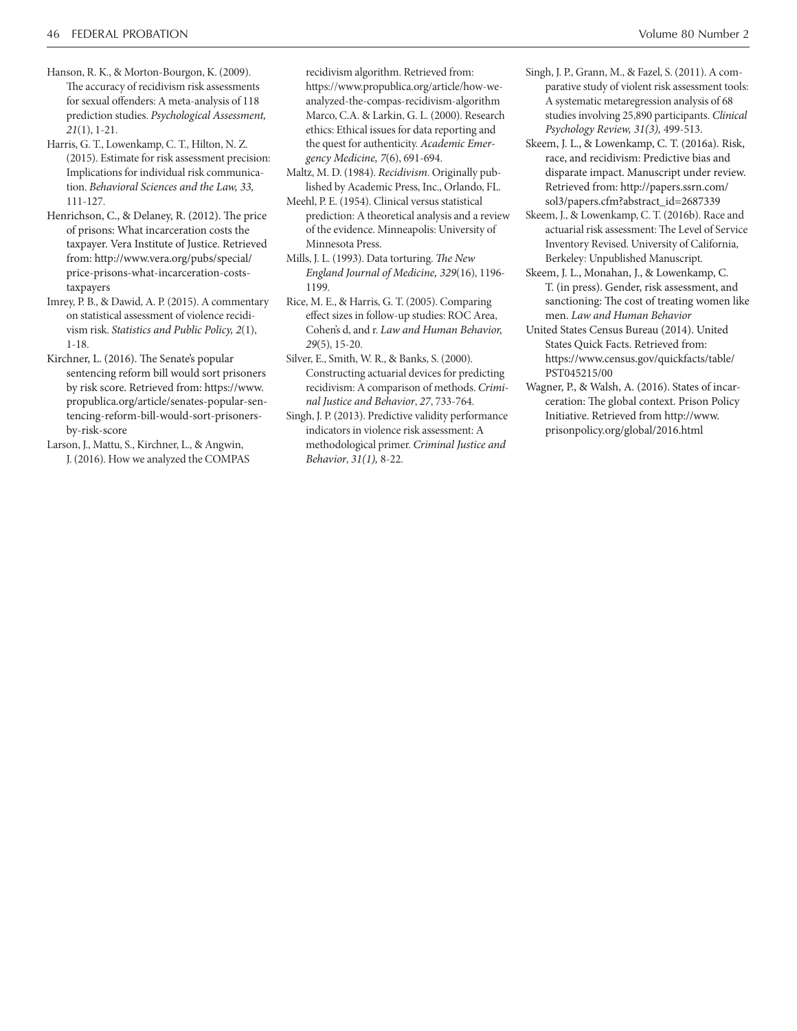Hanson, R. K., & Morton-Bourgon, K. (2009). The accuracy of recidivism risk assessments for sexual offenders: A meta-analysis of 118 prediction studies. *Psychological Assessment, 21*(1), 1-21.

Harris, G. T., Lowenkamp, C. T., Hilton, N. Z. (2015). Estimate for risk assessment precision: Implications for individual risk communication. *Behavioral Sciences and the Law, 33,* 111-127.

Henrichson, C., & Delaney, R. (2012). The price of prisons: What incarceration costs the taxpayer. Vera Institute of Justice. Retrieved from: http://www.vera.org/pubs/special/price-prisons-what-incarceration-costs-taxpayers

Imrey, P. B., & Dawid, A. P. (2015). A commentary on statistical assessment of violence recidivism risk. *Statistics and Public Policy, 2*(1), 1-18.

Kirchner, L. (2016). The Senate's popular sentencing reform bill would sort prisoners by risk score. Retrieved from: https://www.propublica.org/article/senates-popular-sentencing-reform-bill-would-sort-prisoners-by-risk-score

Larson, J., Mattu, S., Kirchner, L., & Angwin, J. (2016). How we analyzed the COMPAS recidivism algorithm. Retrieved from: https://www.propublica.org/article/how-we-analyzed-the-compas-recidivism-algorithm

Marco, C.A. & Larkin, G. L. (2000). Research ethics: Ethical issues for data reporting and the quest for authenticity. *Academic Emergency Medicine, 7*(6), 691-694.

Maltz, M. D. (1984). *Recidivism*. Originally published by Academic Press, Inc., Orlando, FL.

Meehl, P. E. (1954). Clinical versus statistical prediction: A theoretical analysis and a review of the evidence. Minneapolis: University of Minnesota Press.

Mills, J. L. (1993). Data torturing. *The New England Journal of Medicine, 329*(16), 1196-1199.

Rice, M. E., & Harris, G. T. (2005). Comparing effect sizes in follow-up studies: ROC Area, Cohen's d, and r. *Law and Human Behavior, 29*(5), 15-20.

Silver, E., Smith, W. R., & Banks, S. (2000). Constructing actuarial devices for predicting recidivism: A comparison of methods. *Criminal Justice and Behavior*, *27*, 733-764.

Singh, J. P. (2013). Predictive validity performance indicators in violence risk assessment: A methodological primer. *Criminal Justice and Behavior*, *31(1),* 8-22.

Singh, J. P., Grann, M., & Fazel, S. (2011). A comparative study of violent risk assessment tools: A systematic metaregression analysis of 68 studies involving 25,890 participants. *Clinical Psychology Review, 31(3),* 499-513.

Skeem, J. L., & Lowenkamp, C. T. (2016a). Risk, race, and recidivism: Predictive bias and disparate impact. Manuscript under review. Retrieved from: http://papers.ssrn.com/sol3/papers.cfm?abstract_id=2687339

Skeem, J., & Lowenkamp, C. T. (2016b). Race and actuarial risk assessment: The Level of Service Inventory Revised. University of California, Berkeley: Unpublished Manuscript.

Skeem, J. L., Monahan, J., & Lowenkamp, C. T. (in press). Gender, risk assessment, and sanctioning: The cost of treating women like men. *Law and Human Behavior*

United States Census Bureau (2014). United States Quick Facts. Retrieved from: https://www.census.gov/quickfacts/table/PST045215/00

Wagner, P., & Walsh, A. (2016). States of incarceration: The global context. Prison Policy Initiative. Retrieved from http://www.prisonpolicy.org/global/2016.html